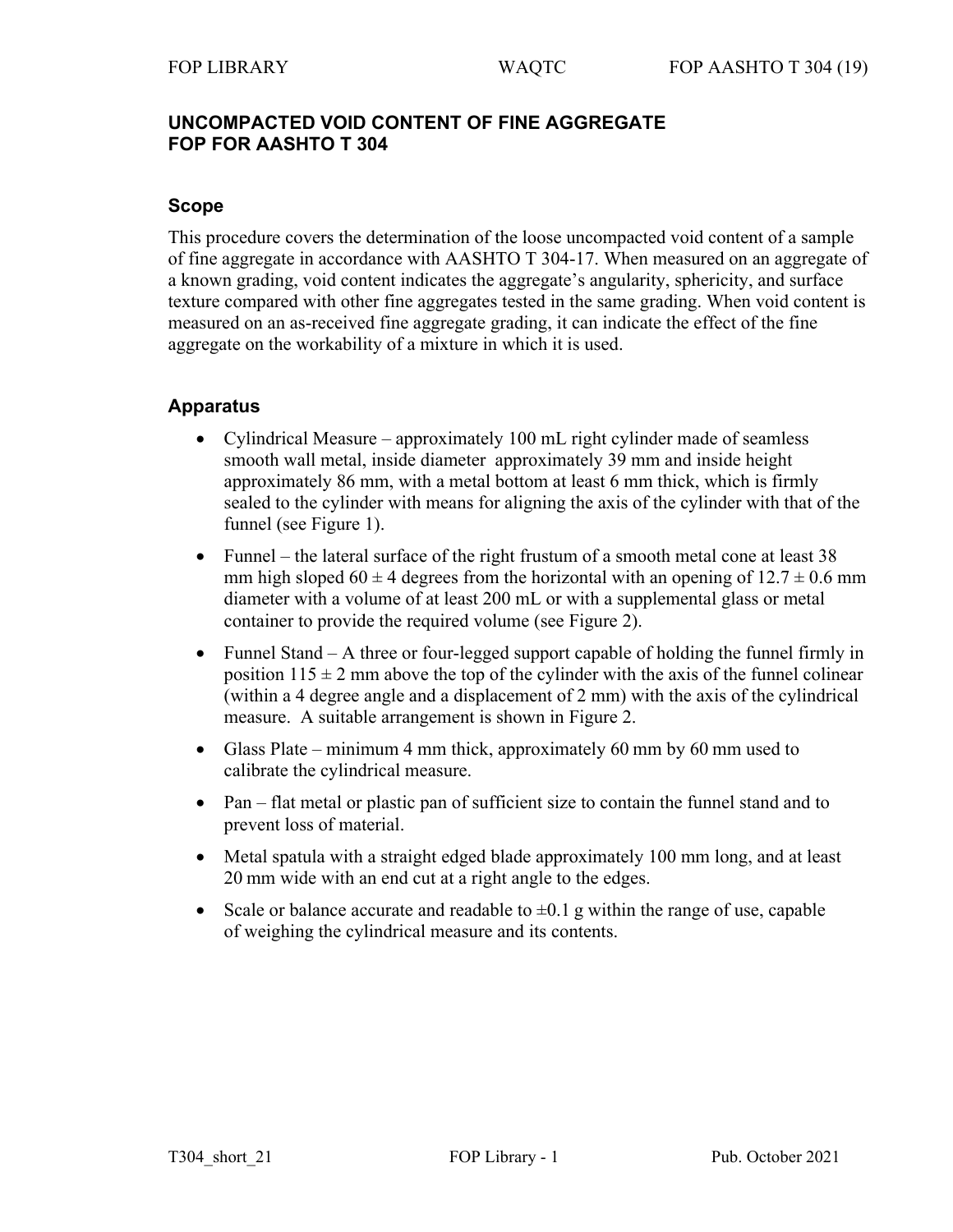# UNCOMPACTED VOID CONTENT OF FINE AGGREGATE FOP FOR AASHTO T 304

## Scope

This procedure covers the determination of the loose uncompacted void content of a sample of fine aggregate in accordance with AASHTO T 304-17. When measured on an aggregate of a known grading, void content indicates the aggregate's angularity, sphericity, and surface texture compared with other fine aggregates tested in the same grading. When void content is measured on an as-received fine aggregate grading, it can indicate the effect of the fine aggregate on the workability of a mixture in which it is used.

## Apparatus

- Cylindrical Measure – approximately 100 mL right cylinder made of seamless smooth wall metal, inside diameter approximately 39 mm and inside height approximately 86 mm, with a metal bottom at least 6 mm thick, which is firmly sealed to the cylinder with means for aligning the axis of the cylinder with that of the funnel (see Figure 1).
- Funnel – the lateral surface of the right frustum of a smooth metal cone at least 38 mm high sloped $60 \pm 4$ degrees from the horizontal with an opening of $12.7 \pm 0.6$ mm diameter with a volume of at least 200 mL or with a supplemental glass or metal container to provide the required volume (see Figure 2).
- Funnel Stand – A three or four-legged support capable of holding the funnel firmly in position $115 \pm 2$ mm above the top of the cylinder with the axis of the funnel colinear (within a 4 degree angle and a displacement of 2 mm) with the axis of the cylindrical measure. A suitable arrangement is shown in Figure 2.
- Glass Plate – minimum 4 mm thick, approximately 60 mm by 60 mm used to calibrate the cylindrical measure.
- Pan – flat metal or plastic pan of sufficient size to contain the funnel stand and to prevent loss of material.
- Metal spatula with a straight edged blade approximately 100 mm long, and at least 20 mm wide with an end cut at a right angle to the edges.
- Scale or balance accurate and readable to $\pm 0.1$ g within the range of use, capable of weighing the cylindrical measure and its contents.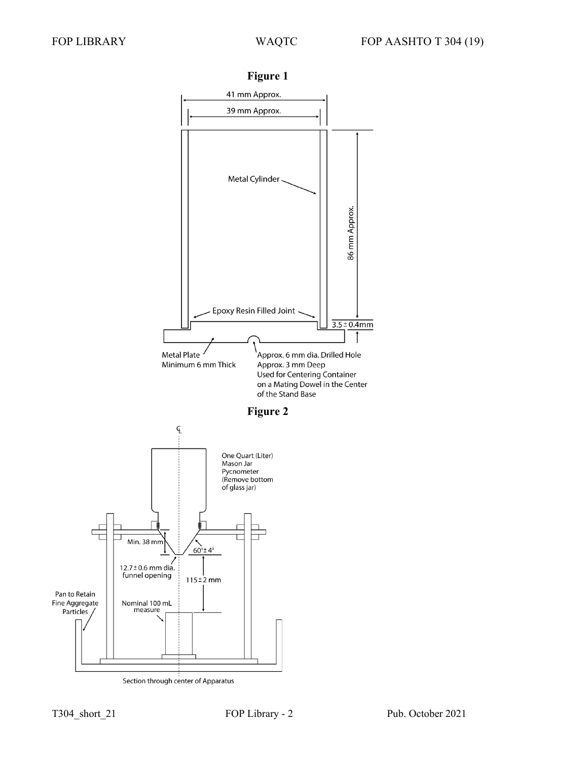**Figure 1**

41 mm Approx.

39 mm Approx.

Metal Cylinder

86 mm Approx.

Epoxy Resin Filled Joint

3.5 ± 0.4mm

Metal Plate
Minimum 6 mm Thick

Approx. 6 mm dia. Drilled Hole
Approx. 3 mm Deep
Used for Centering Container
on a Mating Dowel in the Center
of the Stand Base

**Figure 2**

One Quart (Liter)
Mason Jar
Pycnometer
(Remove bottom
of glass jar)

Min. 38 mm

60° ± 4°

12.7 ± 0.6 mm dia.
funnel opening

115 ± 2 mm

Pan to Retain
Fine Aggregate
Particles

Nominal 100 mL
measure

Section through center of Apparatus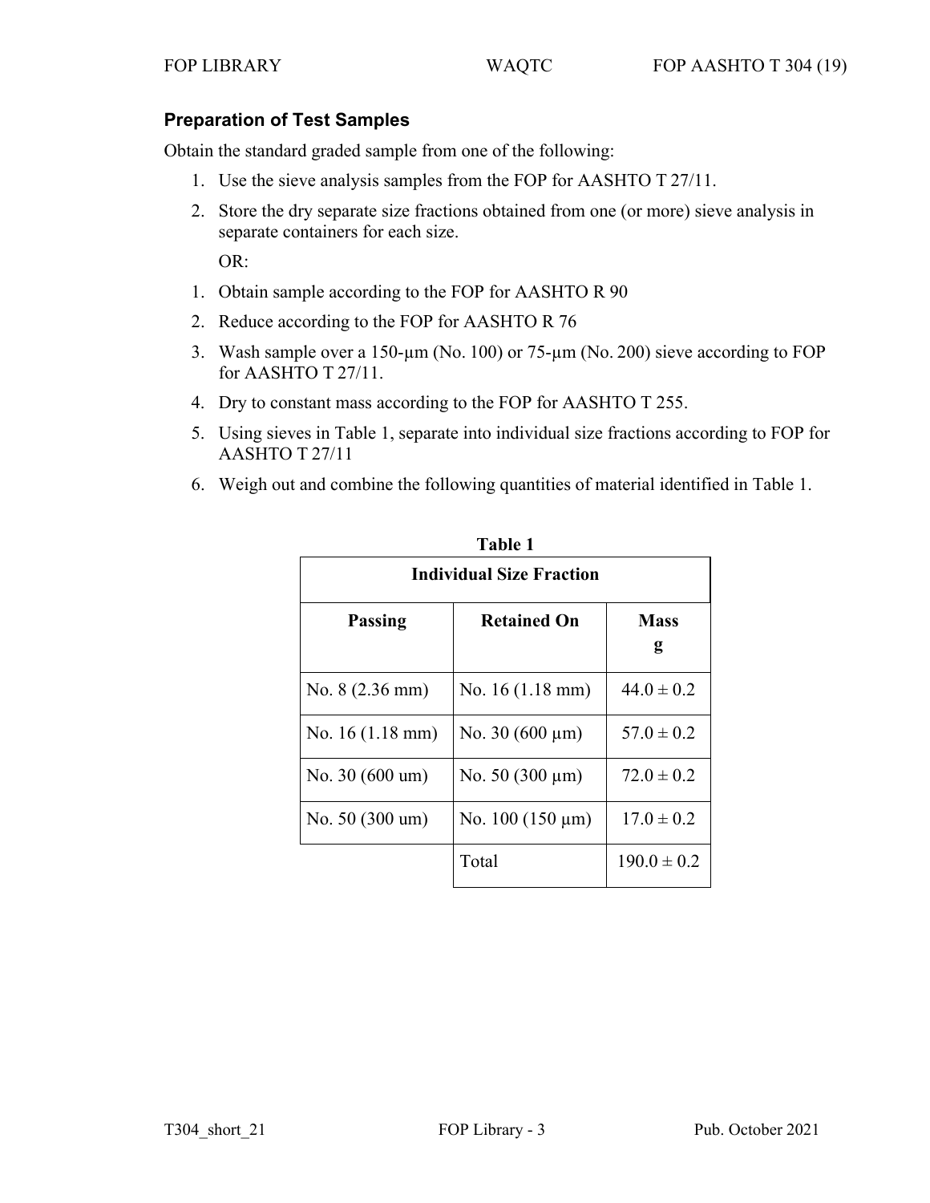## Preparation of Test Samples

Obtain the standard graded sample from one of the following:

1. Use the sieve analysis samples from the FOP for AASHTO T 27/11.
2. Store the dry separate size fractions obtained from one (or more) sieve analysis in separate containers for each size.

   OR:

1. Obtain sample according to the FOP for AASHTO R 90
2. Reduce according to the FOP for AASHTO R 76
3. Wash sample over a 150-µm (No. 100) or 75-µm (No. 200) sieve according to FOP for AASHTO T 27/11.
4. Dry to constant mass according to the FOP for AASHTO T 255.
5. Using sieves in Table 1, separate into individual size fractions according to FOP for AASHTO T 27/11
6. Weigh out and combine the following quantities of material identified in Table 1.

**Table 1**

| Individual Size Fraction | | |
|---|---|---|
| **Passing** | **Retained On** | **Mass g** |
| No. 8 (2.36 mm) | No. 16 (1.18 mm) | 44.0 ± 0.2 |
| No. 16 (1.18 mm) | No. 30 (600 µm) | 57.0 ± 0.2 |
| No. 30 (600 um) | No. 50 (300 µm) | 72.0 ± 0.2 |
| No. 50 (300 um) | No. 100 (150 µm) | 17.0 ± 0.2 |
| | Total | 190.0 ± 0.2 |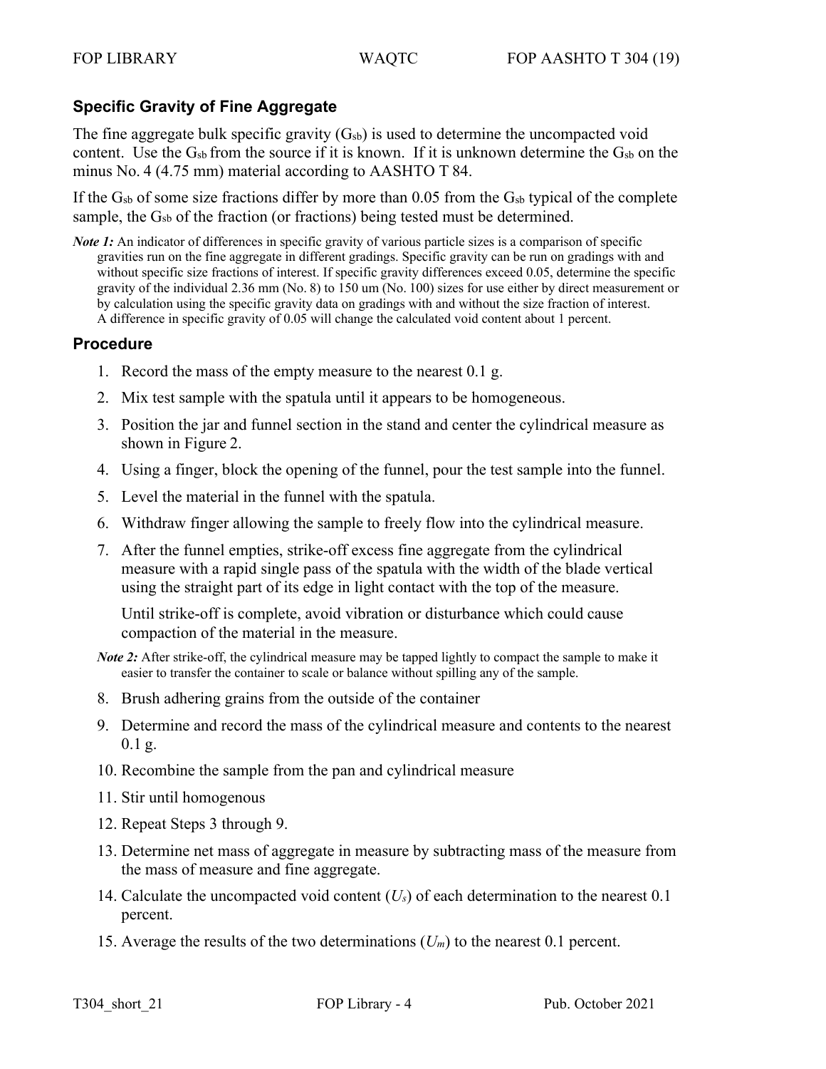## Specific Gravity of Fine Aggregate

The fine aggregate bulk specific gravity ($G_{sb}$) is used to determine the uncompacted void content. Use the $G_{sb}$ from the source if it is known. If it is unknown determine the $G_{sb}$ on the minus No. 4 (4.75 mm) material according to AASHTO T 84.

If the $G_{sb}$ of some size fractions differ by more than 0.05 from the $G_{sb}$ typical of the complete sample, the $G_{sb}$ of the fraction (or fractions) being tested must be determined.

***Note 1:*** An indicator of differences in specific gravity of various particle sizes is a comparison of specific gravities run on the fine aggregate in different gradings. Specific gravity can be run on gradings with and without specific size fractions of interest. If specific gravity differences exceed 0.05, determine the specific gravity of the individual 2.36 mm (No. 8) to 150 um (No. 100) sizes for use either by direct measurement or by calculation using the specific gravity data on gradings with and without the size fraction of interest. A difference in specific gravity of 0.05 will change the calculated void content about 1 percent.

## Procedure

1. Record the mass of the empty measure to the nearest 0.1 g.
2. Mix test sample with the spatula until it appears to be homogeneous.
3. Position the jar and funnel section in the stand and center the cylindrical measure as shown in Figure 2.
4. Using a finger, block the opening of the funnel, pour the test sample into the funnel.
5. Level the material in the funnel with the spatula.
6. Withdraw finger allowing the sample to freely flow into the cylindrical measure.
7. After the funnel empties, strike-off excess fine aggregate from the cylindrical measure with a rapid single pass of the spatula with the width of the blade vertical using the straight part of its edge in light contact with the top of the measure.

   Until strike-off is complete, avoid vibration or disturbance which could cause compaction of the material in the measure.

***Note 2:*** After strike-off, the cylindrical measure may be tapped lightly to compact the sample to make it easier to transfer the container to scale or balance without spilling any of the sample.

8. Brush adhering grains from the outside of the container
9. Determine and record the mass of the cylindrical measure and contents to the nearest 0.1 g.
10. Recombine the sample from the pan and cylindrical measure
11. Stir until homogenous
12. Repeat Steps 3 through 9.
13. Determine net mass of aggregate in measure by subtracting mass of the measure from the mass of measure and fine aggregate.
14. Calculate the uncompacted void content ($U_s$) of each determination to the nearest 0.1 percent.
15. Average the results of the two determinations ($U_m$) to the nearest 0.1 percent.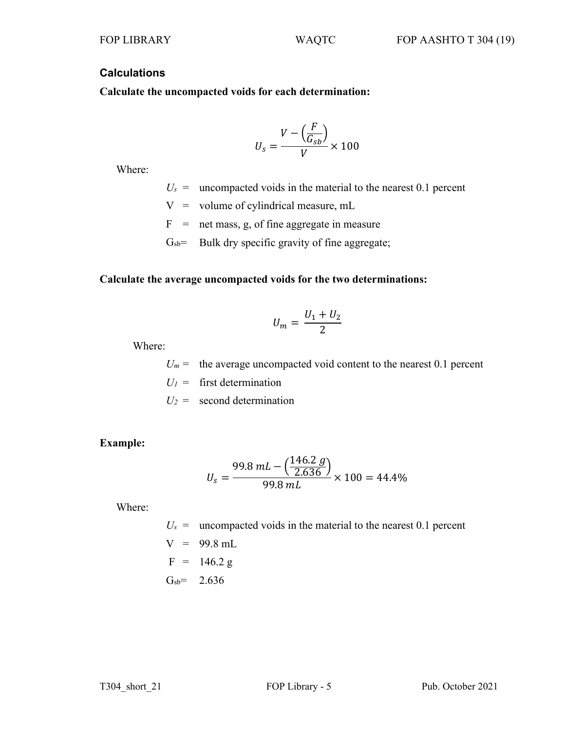## Calculations

**Calculate the uncompacted voids for each determination:**

$$U_s = \frac{V - \left(\frac{F}{G_{sb}}\right)}{V} \times 100$$

Where:

- $U_s$ = uncompacted voids in the material to the nearest 0.1 percent
- V = volume of cylindrical measure, mL
- F = net mass, g, of fine aggregate in measure
- $G_{sb}$ = Bulk dry specific gravity of fine aggregate;

**Calculate the average uncompacted voids for the two determinations:**

$$U_m = \frac{U_1 + U_2}{2}$$

Where:

- $U_m$ = the average uncompacted void content to the nearest 0.1 percent
- $U_1$ = first determination
- $U_2$ = second determination

**Example:**

$$U_s = \frac{99.8\ mL - \left(\frac{146.2\ g}{2.636}\right)}{99.8\ mL} \times 100 = 44.4\%$$

Where:

- $U_s$ = uncompacted voids in the material to the nearest 0.1 percent
- V = 99.8 mL
- F = 146.2 g
- $G_{sb}$ = 2.636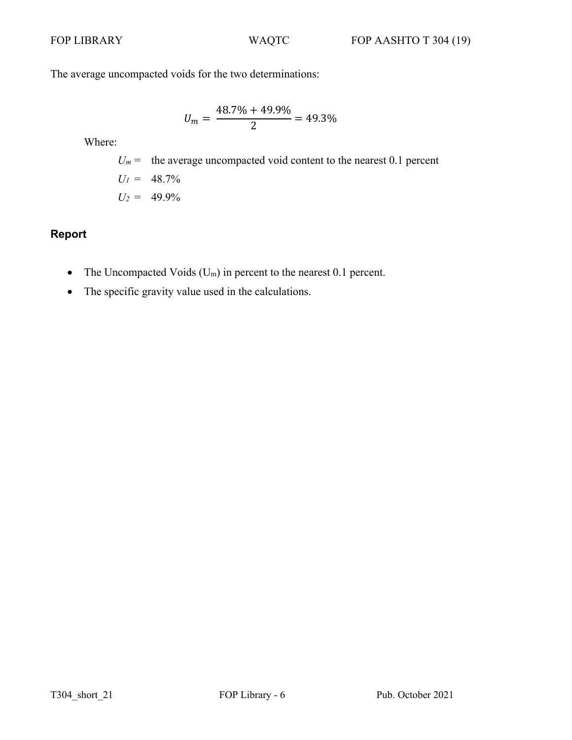The average uncompacted voids for the two determinations:

$$U_m = \frac{48.7\% + 49.9\%}{2} = 49.3\%$$

Where:

$U_m$ = the average uncompacted void content to the nearest 0.1 percent

$U_1$ = 48.7%

$U_2$ = 49.9%

## Report

- The Uncompacted Voids ($U_m$) in percent to the nearest 0.1 percent.
- The specific gravity value used in the calculations.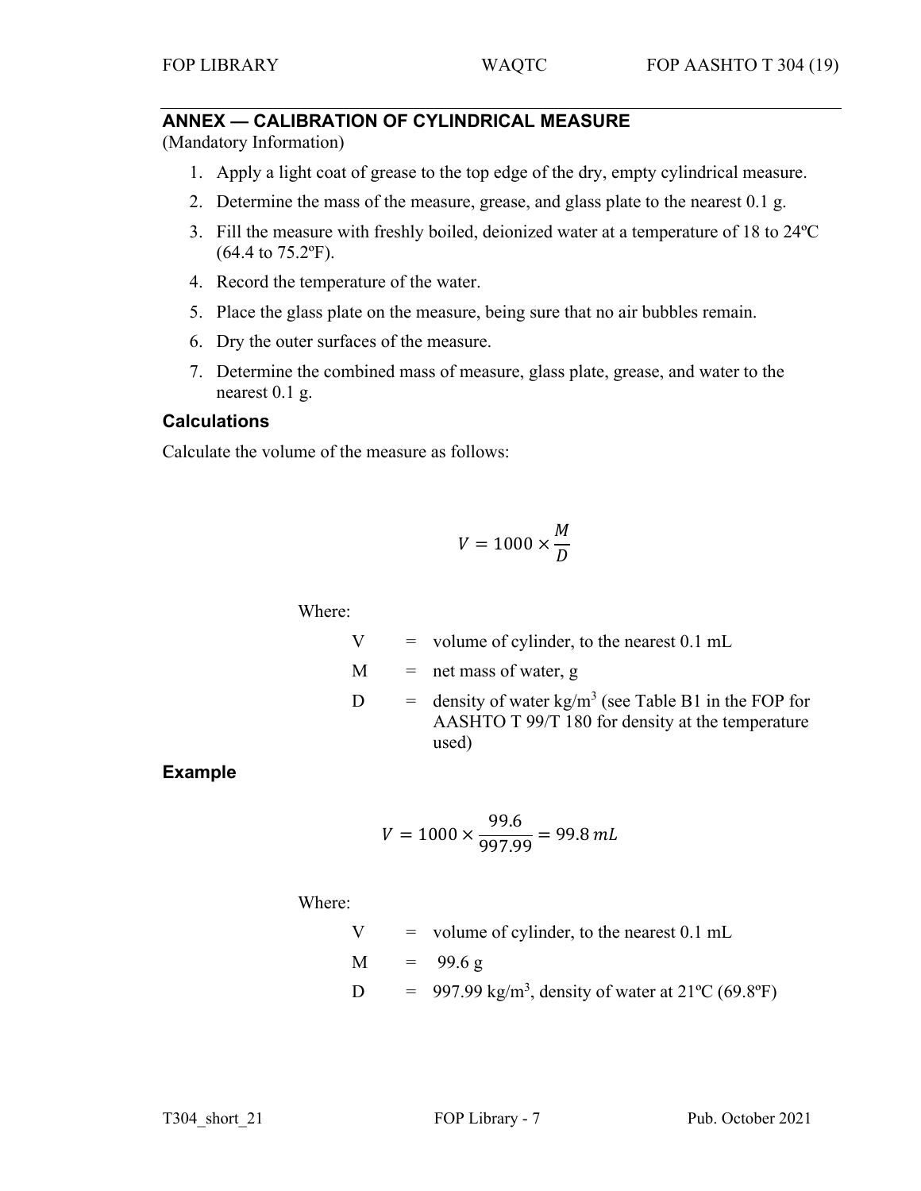## ANNEX — CALIBRATION OF CYLINDRICAL MEASURE

(Mandatory Information)

1. Apply a light coat of grease to the top edge of the dry, empty cylindrical measure.
2. Determine the mass of the measure, grease, and glass plate to the nearest 0.1 g.
3. Fill the measure with freshly boiled, deionized water at a temperature of 18 to 24ºC (64.4 to 75.2ºF).
4. Record the temperature of the water.
5. Place the glass plate on the measure, being sure that no air bubbles remain.
6. Dry the outer surfaces of the measure.
7. Determine the combined mass of measure, glass plate, grease, and water to the nearest 0.1 g.

### Calculations

Calculate the volume of the measure as follows:

$$V = 1000 \times \frac{M}{D}$$

Where:

V = volume of cylinder, to the nearest 0.1 mL

M = net mass of water, g

D = density of water kg/m$^3$ (see Table B1 in the FOP for AASHTO T 99/T 180 for density at the temperature used)

### Example

$$V = 1000 \times \frac{99.6}{997.99} = 99.8\,mL$$

Where:

V = volume of cylinder, to the nearest 0.1 mL

M = 99.6 g

D = 997.99 kg/m$^3$, density of water at 21ºC (69.8ºF)